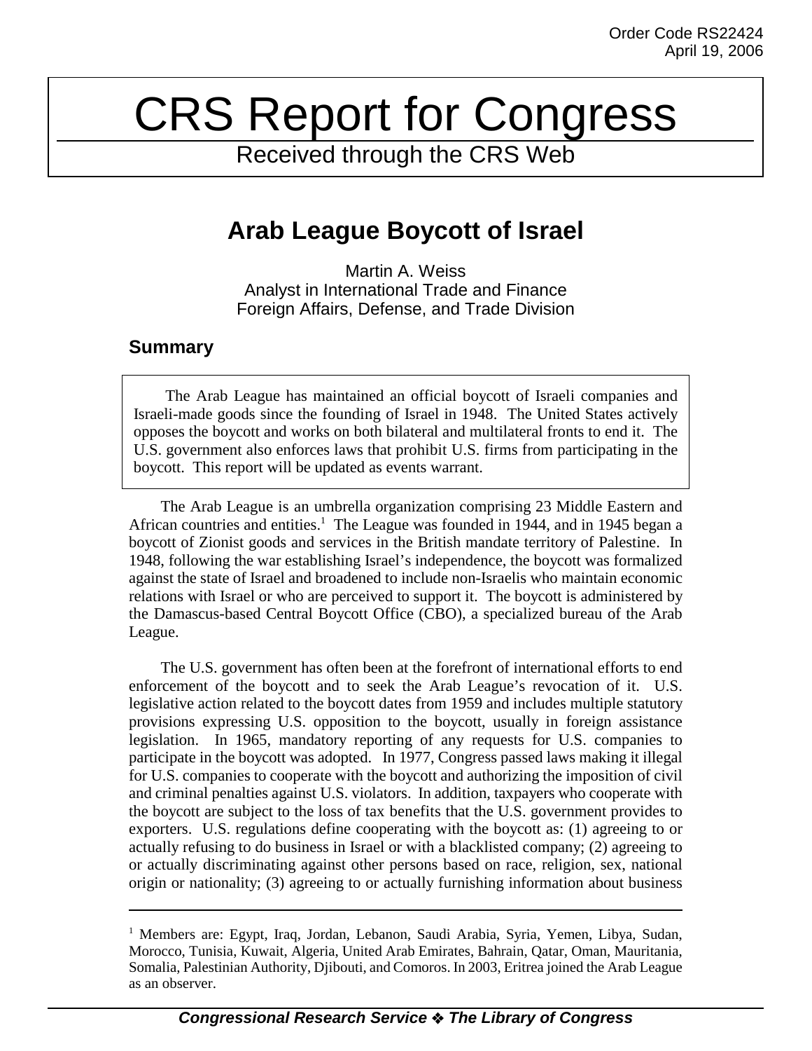Order Code RS22424
April 19, 2006

# CRS Report for Congress

Received through the CRS Web

## Arab League Boycott of Israel

Martin A. Weiss
Analyst in International Trade and Finance
Foreign Affairs, Defense, and Trade Division

### Summary

The Arab League has maintained an official boycott of Israeli companies and Israeli-made goods since the founding of Israel in 1948. The United States actively opposes the boycott and works on both bilateral and multilateral fronts to end it. The U.S. government also enforces laws that prohibit U.S. firms from participating in the boycott. This report will be updated as events warrant.

The Arab League is an umbrella organization comprising 23 Middle Eastern and African countries and entities.[1] The League was founded in 1944, and in 1945 began a boycott of Zionist goods and services in the British mandate territory of Palestine. In 1948, following the war establishing Israel's independence, the boycott was formalized against the state of Israel and broadened to include non-Israelis who maintain economic relations with Israel or who are perceived to support it. The boycott is administered by the Damascus-based Central Boycott Office (CBO), a specialized bureau of the Arab League.

The U.S. government has often been at the forefront of international efforts to end enforcement of the boycott and to seek the Arab League's revocation of it. U.S. legislative action related to the boycott dates from 1959 and includes multiple statutory provisions expressing U.S. opposition to the boycott, usually in foreign assistance legislation. In 1965, mandatory reporting of any requests for U.S. companies to participate in the boycott was adopted. In 1977, Congress passed laws making it illegal for U.S. companies to cooperate with the boycott and authorizing the imposition of civil and criminal penalties against U.S. violators. In addition, taxpayers who cooperate with the boycott are subject to the loss of tax benefits that the U.S. government provides to exporters. U.S. regulations define cooperating with the boycott as: (1) agreeing to or actually refusing to do business in Israel or with a blacklisted company; (2) agreeing to or actually discriminating against other persons based on race, religion, sex, national origin or nationality; (3) agreeing to or actually furnishing information about business

[1] Members are: Egypt, Iraq, Jordan, Lebanon, Saudi Arabia, Syria, Yemen, Libya, Sudan, Morocco, Tunisia, Kuwait, Algeria, United Arab Emirates, Bahrain, Qatar, Oman, Mauritania, Somalia, Palestinian Authority, Djibouti, and Comoros. In 2003, Eritrea joined the Arab League as an observer.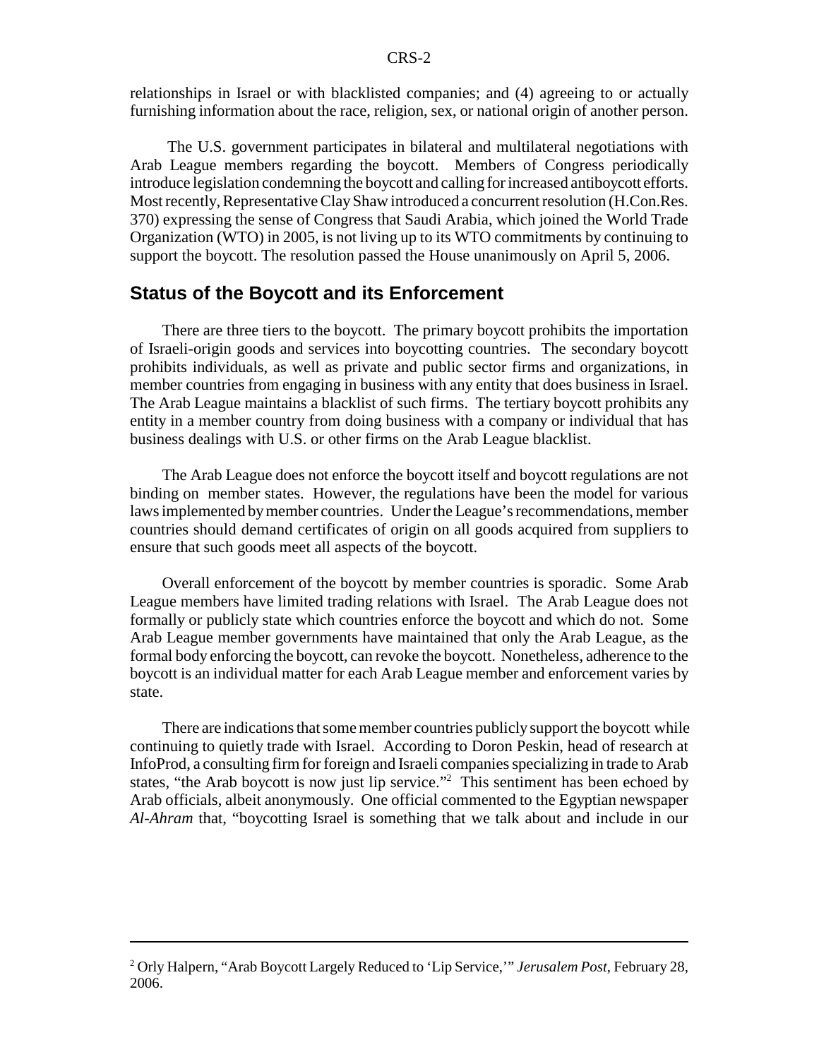relationships in Israel or with blacklisted companies; and (4) agreeing to or actually furnishing information about the race, religion, sex, or national origin of another person.

The U.S. government participates in bilateral and multilateral negotiations with Arab League members regarding the boycott. Members of Congress periodically introduce legislation condemning the boycott and calling for increased antiboycott efforts. Most recently, Representative Clay Shaw introduced a concurrent resolution (H.Con.Res. 370) expressing the sense of Congress that Saudi Arabia, which joined the World Trade Organization (WTO) in 2005, is not living up to its WTO commitments by continuing to support the boycott. The resolution passed the House unanimously on April 5, 2006.

## Status of the Boycott and its Enforcement

There are three tiers to the boycott. The primary boycott prohibits the importation of Israeli-origin goods and services into boycotting countries. The secondary boycott prohibits individuals, as well as private and public sector firms and organizations, in member countries from engaging in business with any entity that does business in Israel. The Arab League maintains a blacklist of such firms. The tertiary boycott prohibits any entity in a member country from doing business with a company or individual that has business dealings with U.S. or other firms on the Arab League blacklist.

The Arab League does not enforce the boycott itself and boycott regulations are not binding on member states. However, the regulations have been the model for various laws implemented by member countries. Under the League's recommendations, member countries should demand certificates of origin on all goods acquired from suppliers to ensure that such goods meet all aspects of the boycott.

Overall enforcement of the boycott by member countries is sporadic. Some Arab League members have limited trading relations with Israel. The Arab League does not formally or publicly state which countries enforce the boycott and which do not. Some Arab League member governments have maintained that only the Arab League, as the formal body enforcing the boycott, can revoke the boycott. Nonetheless, adherence to the boycott is an individual matter for each Arab League member and enforcement varies by state.

There are indications that some member countries publicly support the boycott while continuing to quietly trade with Israel. According to Doron Peskin, head of research at InfoProd, a consulting firm for foreign and Israeli companies specializing in trade to Arab states, "the Arab boycott is now just lip service."[2] This sentiment has been echoed by Arab officials, albeit anonymously. One official commented to the Egyptian newspaper *Al-Ahram* that, "boycotting Israel is something that we talk about and include in our

---

[2] Orly Halpern, "Arab Boycott Largely Reduced to 'Lip Service,'" *Jerusalem Post*, February 28, 2006.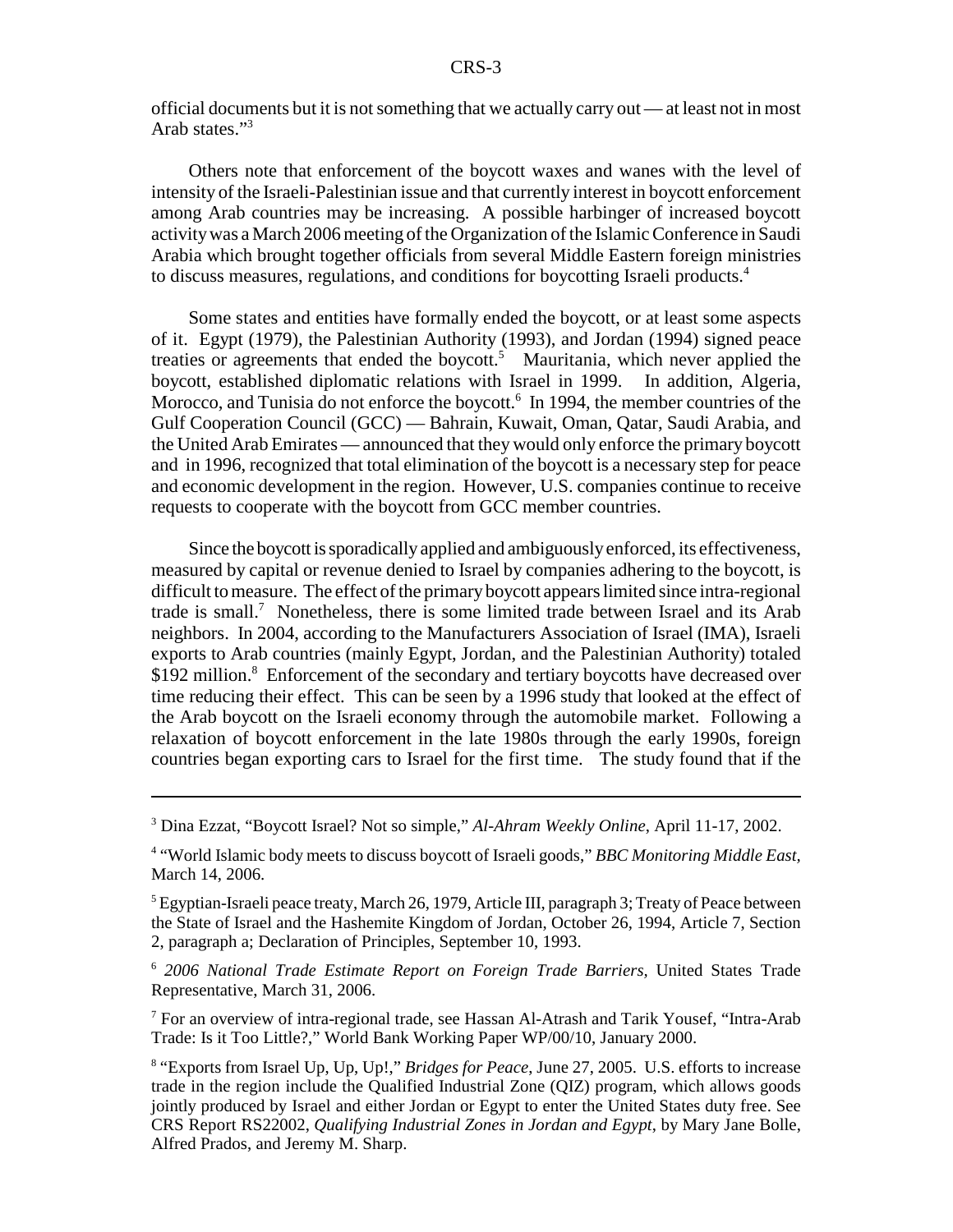official documents but it is not something that we actually carry out — at least not in most Arab states."[3]

Others note that enforcement of the boycott waxes and wanes with the level of intensity of the Israeli-Palestinian issue and that currently interest in boycott enforcement among Arab countries may be increasing. A possible harbinger of increased boycott activity was a March 2006 meeting of the Organization of the Islamic Conference in Saudi Arabia which brought together officials from several Middle Eastern foreign ministries to discuss measures, regulations, and conditions for boycotting Israeli products.[4]

Some states and entities have formally ended the boycott, or at least some aspects of it. Egypt (1979), the Palestinian Authority (1993), and Jordan (1994) signed peace treaties or agreements that ended the boycott.[5] Mauritania, which never applied the boycott, established diplomatic relations with Israel in 1999. In addition, Algeria, Morocco, and Tunisia do not enforce the boycott.[6] In 1994, the member countries of the Gulf Cooperation Council (GCC) — Bahrain, Kuwait, Oman, Qatar, Saudi Arabia, and the United Arab Emirates — announced that they would only enforce the primary boycott and in 1996, recognized that total elimination of the boycott is a necessary step for peace and economic development in the region. However, U.S. companies continue to receive requests to cooperate with the boycott from GCC member countries.

Since the boycott is sporadically applied and ambiguously enforced, its effectiveness, measured by capital or revenue denied to Israel by companies adhering to the boycott, is difficult to measure. The effect of the primary boycott appears limited since intra-regional trade is small.[7] Nonetheless, there is some limited trade between Israel and its Arab neighbors. In 2004, according to the Manufacturers Association of Israel (IMA), Israeli exports to Arab countries (mainly Egypt, Jordan, and the Palestinian Authority) totaled \$192 million.[8] Enforcement of the secondary and tertiary boycotts have decreased over time reducing their effect. This can be seen by a 1996 study that looked at the effect of the Arab boycott on the Israeli economy through the automobile market. Following a relaxation of boycott enforcement in the late 1980s through the early 1990s, foreign countries began exporting cars to Israel for the first time. The study found that if the

---

[3] Dina Ezzat, "Boycott Israel? Not so simple," *Al-Ahram Weekly Online*, April 11-17, 2002.

[4] "World Islamic body meets to discuss boycott of Israeli goods," *BBC Monitoring Middle East*, March 14, 2006.

[5] Egyptian-Israeli peace treaty, March 26, 1979, Article III, paragraph 3; Treaty of Peace between the State of Israel and the Hashemite Kingdom of Jordan, October 26, 1994, Article 7, Section 2, paragraph a; Declaration of Principles, September 10, 1993.

[6] *2006 National Trade Estimate Report on Foreign Trade Barriers,* United States Trade Representative, March 31, 2006.

[7] For an overview of intra-regional trade, see Hassan Al-Atrash and Tarik Yousef, "Intra-Arab Trade: Is it Too Little?," World Bank Working Paper WP/00/10, January 2000.

[8] "Exports from Israel Up, Up, Up!," *Bridges for Peace,* June 27, 2005. U.S. efforts to increase trade in the region include the Qualified Industrial Zone (QIZ) program, which allows goods jointly produced by Israel and either Jordan or Egypt to enter the United States duty free. See CRS Report RS22002, *Qualifying Industrial Zones in Jordan and Egypt*, by Mary Jane Bolle, Alfred Prados, and Jeremy M. Sharp.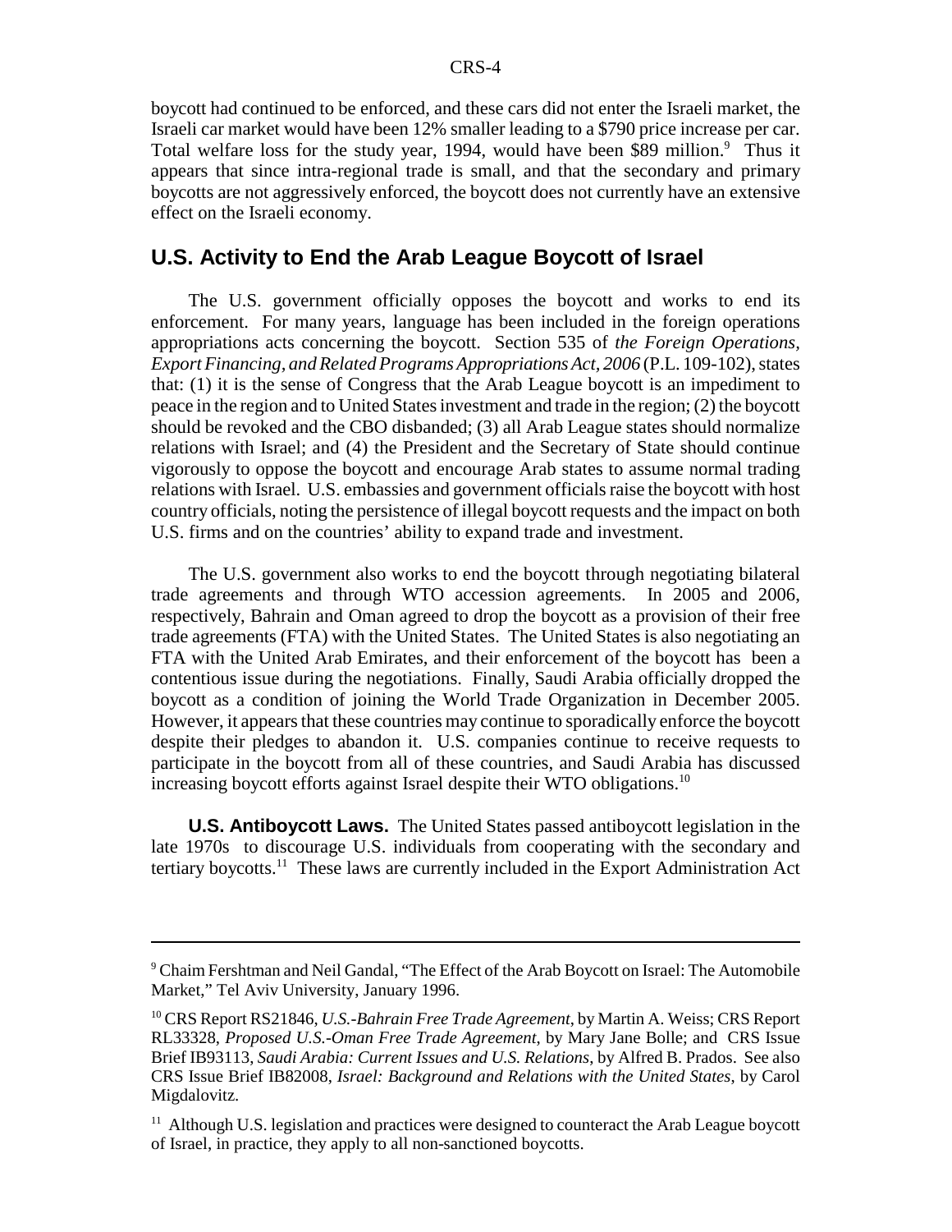boycott had continued to be enforced, and these cars did not enter the Israeli market, the Israeli car market would have been 12% smaller leading to a $790 price increase per car. Total welfare loss for the study year, 1994, would have been $89 million.[9] Thus it appears that since intra-regional trade is small, and that the secondary and primary boycotts are not aggressively enforced, the boycott does not currently have an extensive effect on the Israeli economy.

## U.S. Activity to End the Arab League Boycott of Israel

The U.S. government officially opposes the boycott and works to end its enforcement. For many years, language has been included in the foreign operations appropriations acts concerning the boycott. Section 535 of *the Foreign Operations, Export Financing, and Related Programs Appropriations Act, 2006* (P.L. 109-102), states that: (1) it is the sense of Congress that the Arab League boycott is an impediment to peace in the region and to United States investment and trade in the region; (2) the boycott should be revoked and the CBO disbanded; (3) all Arab League states should normalize relations with Israel; and (4) the President and the Secretary of State should continue vigorously to oppose the boycott and encourage Arab states to assume normal trading relations with Israel. U.S. embassies and government officials raise the boycott with host country officials, noting the persistence of illegal boycott requests and the impact on both U.S. firms and on the countries' ability to expand trade and investment.

The U.S. government also works to end the boycott through negotiating bilateral trade agreements and through WTO accession agreements. In 2005 and 2006, respectively, Bahrain and Oman agreed to drop the boycott as a provision of their free trade agreements (FTA) with the United States. The United States is also negotiating an FTA with the United Arab Emirates, and their enforcement of the boycott has been a contentious issue during the negotiations. Finally, Saudi Arabia officially dropped the boycott as a condition of joining the World Trade Organization in December 2005. However, it appears that these countries may continue to sporadically enforce the boycott despite their pledges to abandon it. U.S. companies continue to receive requests to participate in the boycott from all of these countries, and Saudi Arabia has discussed increasing boycott efforts against Israel despite their WTO obligations.[10]

**U.S. Antiboycott Laws.** The United States passed antiboycott legislation in the late 1970s to discourage U.S. individuals from cooperating with the secondary and tertiary boycotts.[11] These laws are currently included in the Export Administration Act

---

[9] Chaim Fershtman and Neil Gandal, "The Effect of the Arab Boycott on Israel: The Automobile Market," Tel Aviv University, January 1996.

[10] CRS Report RS21846, *U.S.-Bahrain Free Trade Agreement*, by Martin A. Weiss; CRS Report RL33328, *Proposed U.S.-Oman Free Trade Agreement*, by Mary Jane Bolle; and CRS Issue Brief IB93113, *Saudi Arabia: Current Issues and U.S. Relations*, by Alfred B. Prados. See also CRS Issue Brief IB82008, *Israel: Background and Relations with the United States*, by Carol Migdalovitz.

[11] Although U.S. legislation and practices were designed to counteract the Arab League boycott of Israel, in practice, they apply to all non-sanctioned boycotts.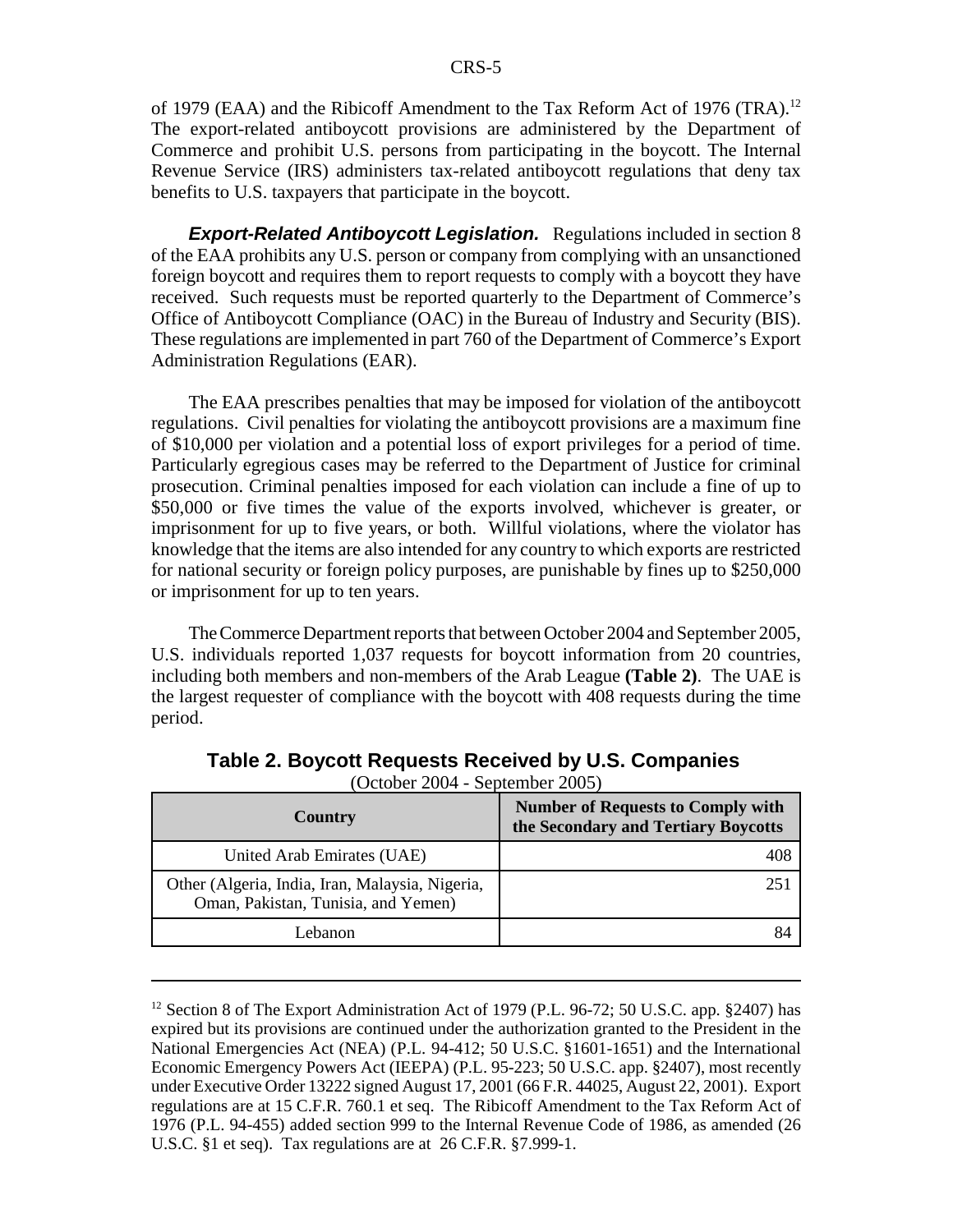of 1979 (EAA) and the Ribicoff Amendment to the Tax Reform Act of 1976 (TRA).[12] The export-related antiboycott provisions are administered by the Department of Commerce and prohibit U.S. persons from participating in the boycott. The Internal Revenue Service (IRS) administers tax-related antiboycott regulations that deny tax benefits to U.S. taxpayers that participate in the boycott.

***Export-Related Antiboycott Legislation.*** Regulations included in section 8 of the EAA prohibits any U.S. person or company from complying with an unsanctioned foreign boycott and requires them to report requests to comply with a boycott they have received. Such requests must be reported quarterly to the Department of Commerce's Office of Antiboycott Compliance (OAC) in the Bureau of Industry and Security (BIS). These regulations are implemented in part 760 of the Department of Commerce's Export Administration Regulations (EAR).

The EAA prescribes penalties that may be imposed for violation of the antiboycott regulations. Civil penalties for violating the antiboycott provisions are a maximum fine of $10,000 per violation and a potential loss of export privileges for a period of time. Particularly egregious cases may be referred to the Department of Justice for criminal prosecution. Criminal penalties imposed for each violation can include a fine of up to $50,000 or five times the value of the exports involved, whichever is greater, or imprisonment for up to five years, or both. Willful violations, where the violator has knowledge that the items are also intended for any country to which exports are restricted for national security or foreign policy purposes, are punishable by fines up to $250,000 or imprisonment for up to ten years.

The Commerce Department reports that between October 2004 and September 2005, U.S. individuals reported 1,037 requests for boycott information from 20 countries, including both members and non-members of the Arab League **(Table 2)**. The UAE is the largest requester of compliance with the boycott with 408 requests during the time period.

**Table 2. Boycott Requests Received by U.S. Companies**
(October 2004 - September 2005)

| Country | Number of Requests to Comply with the Secondary and Tertiary Boycotts |
|---|---|
| United Arab Emirates (UAE) | 408 |
| Other (Algeria, India, Iran, Malaysia, Nigeria, Oman, Pakistan, Tunisia, and Yemen) | 251 |
| Lebanon | 84 |

[12] Section 8 of The Export Administration Act of 1979 (P.L. 96-72; 50 U.S.C. app. §2407) has expired but its provisions are continued under the authorization granted to the President in the National Emergencies Act (NEA) (P.L. 94-412; 50 U.S.C. §1601-1651) and the International Economic Emergency Powers Act (IEEPA) (P.L. 95-223; 50 U.S.C. app. §2407), most recently under Executive Order 13222 signed August 17, 2001 (66 F.R. 44025, August 22, 2001). Export regulations are at 15 C.F.R. 760.1 et seq. The Ribicoff Amendment to the Tax Reform Act of 1976 (P.L. 94-455) added section 999 to the Internal Revenue Code of 1986, as amended (26 U.S.C. §1 et seq). Tax regulations are at 26 C.F.R. §7.999-1.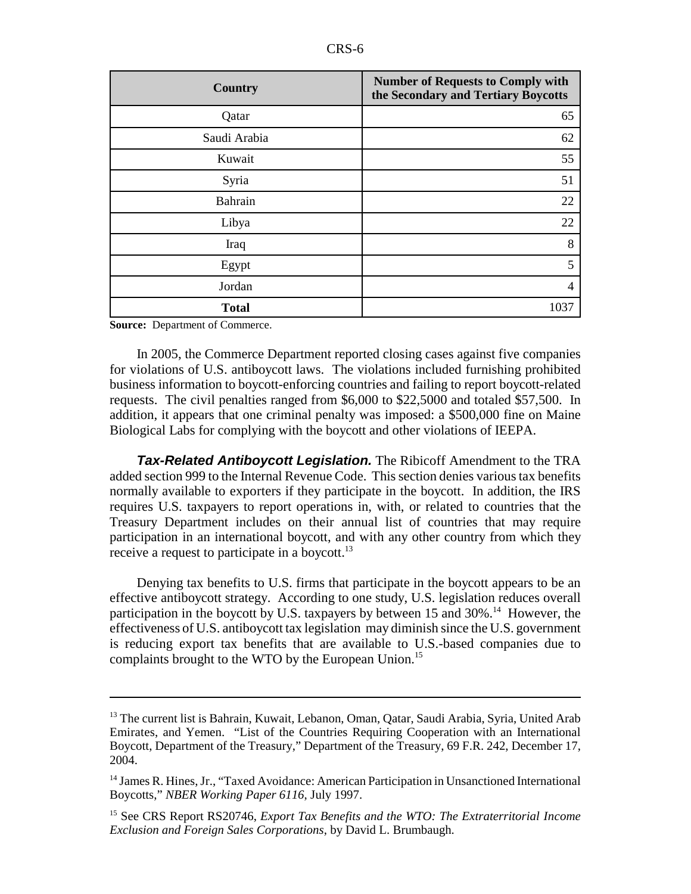| Country | Number of Requests to Comply with the Secondary and Tertiary Boycotts |
|---|---|
| Qatar | 65 |
| Saudi Arabia | 62 |
| Kuwait | 55 |
| Syria | 51 |
| Bahrain | 22 |
| Libya | 22 |
| Iraq | 8 |
| Egypt | 5 |
| Jordan | 4 |
| **Total** | 1037 |

**Source:** Department of Commerce.

In 2005, the Commerce Department reported closing cases against five companies for violations of U.S. antiboycott laws. The violations included furnishing prohibited business information to boycott-enforcing countries and failing to report boycott-related requests. The civil penalties ranged from $6,000 to $22,5000 and totaled $57,500. In addition, it appears that one criminal penalty was imposed: a $500,000 fine on Maine Biological Labs for complying with the boycott and other violations of IEEPA.

***Tax-Related Antiboycott Legislation.*** The Ribicoff Amendment to the TRA added section 999 to the Internal Revenue Code. This section denies various tax benefits normally available to exporters if they participate in the boycott. In addition, the IRS requires U.S. taxpayers to report operations in, with, or related to countries that the Treasury Department includes on their annual list of countries that may require participation in an international boycott, and with any other country from which they receive a request to participate in a boycott.[13]

Denying tax benefits to U.S. firms that participate in the boycott appears to be an effective antiboycott strategy. According to one study, U.S. legislation reduces overall participation in the boycott by U.S. taxpayers by between 15 and 30%.[14] However, the effectiveness of U.S. antiboycott tax legislation may diminish since the U.S. government is reducing export tax benefits that are available to U.S.-based companies due to complaints brought to the WTO by the European Union.[15]

---

[13] The current list is Bahrain, Kuwait, Lebanon, Oman, Qatar, Saudi Arabia, Syria, United Arab Emirates, and Yemen. "List of the Countries Requiring Cooperation with an International Boycott, Department of the Treasury," Department of the Treasury, 69 F.R. 242, December 17, 2004.

[14] James R. Hines, Jr., "Taxed Avoidance: American Participation in Unsanctioned International Boycotts," *NBER Working Paper 6116*, July 1997.

[15] See CRS Report RS20746, *Export Tax Benefits and the WTO: The Extraterritorial Income Exclusion and Foreign Sales Corporations*, by David L. Brumbaugh.